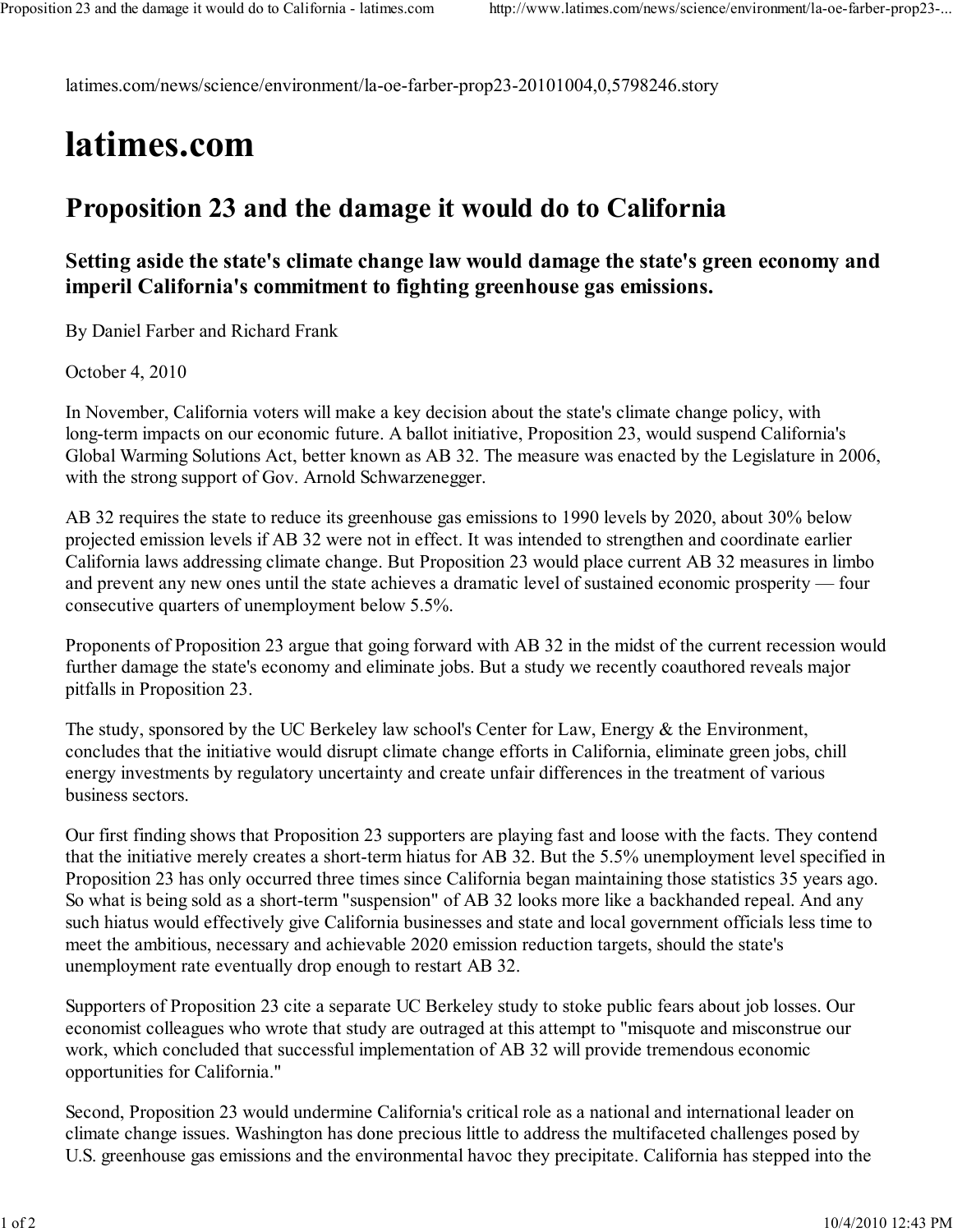latimes.com/news/science/environment/la-oe-farber-prop23-20101004,0,5798246.story

# latimes.com

## Proposition 23 and the damage it would do to California

### Setting aside the state's climate change law would damage the state's green economy and imperil California's commitment to fighting greenhouse gas emissions.

By Daniel Farber and Richard Frank

October 4, 2010

In November, California voters will make a key decision about the state's climate change policy, with long-term impacts on our economic future. A ballot initiative, Proposition 23, would suspend California's Global Warming Solutions Act, better known as AB 32. The measure was enacted by the Legislature in 2006, with the strong support of Gov. Arnold Schwarzenegger.

AB 32 requires the state to reduce its greenhouse gas emissions to 1990 levels by 2020, about 30% below projected emission levels if AB 32 were not in effect. It was intended to strengthen and coordinate earlier California laws addressing climate change. But Proposition 23 would place current AB 32 measures in limbo and prevent any new ones until the state achieves a dramatic level of sustained economic prosperity — four consecutive quarters of unemployment below 5.5%.

Proponents of Proposition 23 argue that going forward with AB 32 in the midst of the current recession would further damage the state's economy and eliminate jobs. But a study we recently coauthored reveals major pitfalls in Proposition 23.

The study, sponsored by the UC Berkeley law school's Center for Law, Energy & the Environment, concludes that the initiative would disrupt climate change efforts in California, eliminate green jobs, chill energy investments by regulatory uncertainty and create unfair differences in the treatment of various business sectors.

Our first finding shows that Proposition 23 supporters are playing fast and loose with the facts. They contend that the initiative merely creates a short-term hiatus for AB 32. But the 5.5% unemployment level specified in Proposition 23 has only occurred three times since California began maintaining those statistics 35 years ago. So what is being sold as a short-term "suspension" of AB 32 looks more like a backhanded repeal. And any such hiatus would effectively give California businesses and state and local government officials less time to meet the ambitious, necessary and achievable 2020 emission reduction targets, should the state's unemployment rate eventually drop enough to restart AB 32.

Supporters of Proposition 23 cite a separate UC Berkeley study to stoke public fears about job losses. Our economist colleagues who wrote that study are outraged at this attempt to "misquote and misconstrue our work, which concluded that successful implementation of AB 32 will provide tremendous economic opportunities for California."

Second, Proposition 23 would undermine California's critical role as a national and international leader on climate change issues. Washington has done precious little to address the multifaceted challenges posed by U.S. greenhouse gas emissions and the environmental havoc they precipitate. California has stepped into the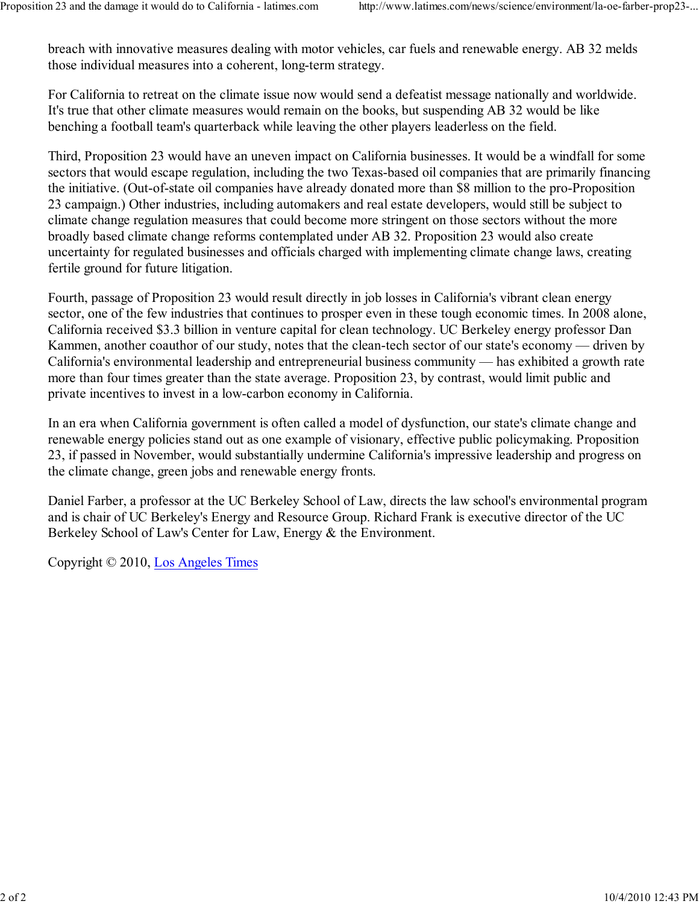breach with innovative measures dealing with motor vehicles, car fuels and renewable energy. AB 32 melds those individual measures into a coherent, long-term strategy.

For California to retreat on the climate issue now would send a defeatist message nationally and worldwide. It's true that other climate measures would remain on the books, but suspending AB 32 would be like benching a football team's quarterback while leaving the other players leaderless on the field.

Third, Proposition 23 would have an uneven impact on California businesses. It would be a windfall for some sectors that would escape regulation, including the two Texas-based oil companies that are primarily financing the initiative. (Out-of-state oil companies have already donated more than $8 million to the pro-Proposition 23 campaign.) Other industries, including automakers and real estate developers, would still be subject to climate change regulation measures that could become more stringent on those sectors without the more broadly based climate change reforms contemplated under AB 32. Proposition 23 would also create uncertainty for regulated businesses and officials charged with implementing climate change laws, creating fertile ground for future litigation.

Fourth, passage of Proposition 23 would result directly in job losses in California's vibrant clean energy sector, one of the few industries that continues to prosper even in these tough economic times. In 2008 alone, California received $3.3 billion in venture capital for clean technology. UC Berkeley energy professor Dan Kammen, another coauthor of our study, notes that the clean-tech sector of our state's economy — driven by California's environmental leadership and entrepreneurial business community — has exhibited a growth rate more than four times greater than the state average. Proposition 23, by contrast, would limit public and private incentives to invest in a low-carbon economy in California.

In an era when California government is often called a model of dysfunction, our state's climate change and renewable energy policies stand out as one example of visionary, effective public policymaking. Proposition 23, if passed in November, would substantially undermine California's impressive leadership and progress on the climate change, green jobs and renewable energy fronts.

Daniel Farber, a professor at the UC Berkeley School of Law, directs the law school's environmental program and is chair of UC Berkeley's Energy and Resource Group. Richard Frank is executive director of the UC Berkeley School of Law's Center for Law, Energy & the Environment.

Copyright © 2010, Los Angeles Times